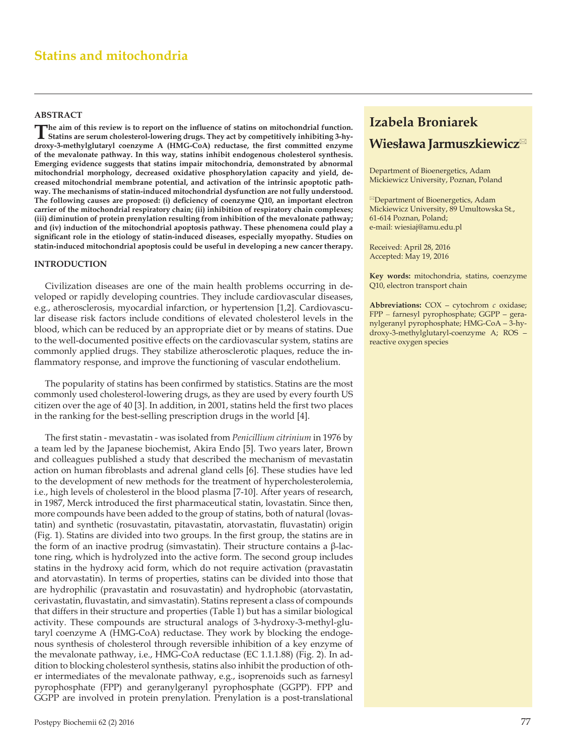# Statins and mitochondria

**Izabela Broniarek**

**Wiesława Jarmuszkiewicz**✉

Department of Bioenergetics, Adam Mickiewicz University, Poznan, Poland

✉Department of Bioenergetics, Adam Mickiewicz University, 89 Umultowska St., 61-614 Poznan, Poland; e-mail: wiesiaj@amu.edu.pl

Received: April 28, 2016
Accepted: May 19, 2016

**Key words:** mitochondria, statins, coenzyme Q10, electron transport chain

**Abbreviations:** COX – cytochrom *c* oxidase; FPP – farnesyl pyrophosphate; GGPP – geranylgeranyl pyrophosphate; HMG-CoA – 3-hydroxy-3-methylglutaryl-coenzyme A; ROS – reactive oxygen species

## ABSTRACT

**The aim of this review is to report on the influence of statins on mitochondrial function. Statins are serum cholesterol-lowering drugs. They act by competitively inhibiting 3-hydroxy-3-methylglutaryl coenzyme A (HMG-CoA) reductase, the first committed enzyme of the mevalonate pathway. In this way, statins inhibit endogenous cholesterol synthesis. Emerging evidence suggests that statins impair mitochondria, demonstrated by abnormal mitochondrial morphology, decreased oxidative phosphorylation capacity and yield, decreased mitochondrial membrane potential, and activation of the intrinsic apoptotic pathway. The mechanisms of statin-induced mitochondrial dysfunction are not fully understood. The following causes are proposed: (i) deficiency of coenzyme Q10, an important electron carrier of the mitochondrial respiratory chain; (ii) inhibition of respiratory chain complexes; (iii) diminution of protein prenylation resulting from inhibition of the mevalonate pathway; and (iv) induction of the mitochondrial apoptosis pathway. These phenomena could play a significant role in the etiology of statin-induced diseases, especially myopathy. Studies on statin-induced mitochondrial apoptosis could be useful in developing a new cancer therapy.**

## INTRODUCTION

Civilization diseases are one of the main health problems occurring in developed or rapidly developing countries. They include cardiovascular diseases, e.g., atherosclerosis, myocardial infarction, or hypertension [1,2]. Cardiovascular disease risk factors include conditions of elevated cholesterol levels in the blood, which can be reduced by an appropriate diet or by means of statins. Due to the well-documented positive effects on the cardiovascular system, statins are commonly applied drugs. They stabilize atherosclerotic plaques, reduce the inflammatory response, and improve the functioning of vascular endothelium.

The popularity of statins has been confirmed by statistics. Statins are the most commonly used cholesterol-lowering drugs, as they are used by every fourth US citizen over the age of 40 [3]. In addition, in 2001, statins held the first two places in the ranking for the best-selling prescription drugs in the world [4].

The first statin - mevastatin - was isolated from *Penicillium citrinium* in 1976 by a team led by the Japanese biochemist, Akira Endo [5]. Two years later, Brown and colleagues published a study that described the mechanism of mevastatin action on human fibroblasts and adrenal gland cells [6]. These studies have led to the development of new methods for the treatment of hypercholesterolemia, i.e., high levels of cholesterol in the blood plasma [7-10]. After years of research, in 1987, Merck introduced the first pharmaceutical statin, lovastatin. Since then, more compounds have been added to the group of statins, both of natural (lovastatin) and synthetic (rosuvastatin, pitavastatin, atorvastatin, fluvastatin) origin (Fig. 1). Statins are divided into two groups. In the first group, the statins are in the form of an inactive prodrug (simvastatin). Their structure contains a β-lactone ring, which is hydrolyzed into the active form. The second group includes statins in the hydroxy acid form, which do not require activation (pravastatin and atorvastatin). In terms of properties, statins can be divided into those that are hydrophilic (pravastatin and rosuvastatin) and hydrophobic (atorvastatin, cerivastatin, fluvastatin, and simvastatin). Statins represent a class of compounds that differs in their structure and properties (Table 1) but has a similar biological activity. These compounds are structural analogs of 3-hydroxy-3-methyl-glutaryl coenzyme A (HMG-CoA) reductase. They work by blocking the endogenous synthesis of cholesterol through reversible inhibition of a key enzyme of the mevalonate pathway, i.e., HMG-CoA reductase (EC 1.1.1.88) (Fig. 2). In addition to blocking cholesterol synthesis, statins also inhibit the production of other intermediates of the mevalonate pathway, e.g., isoprenoids such as farnesyl pyrophosphate (FPP) and geranylgeranyl pyrophosphate (GGPP). FPP and GGPP are involved in protein prenylation. Prenylation is a post-translational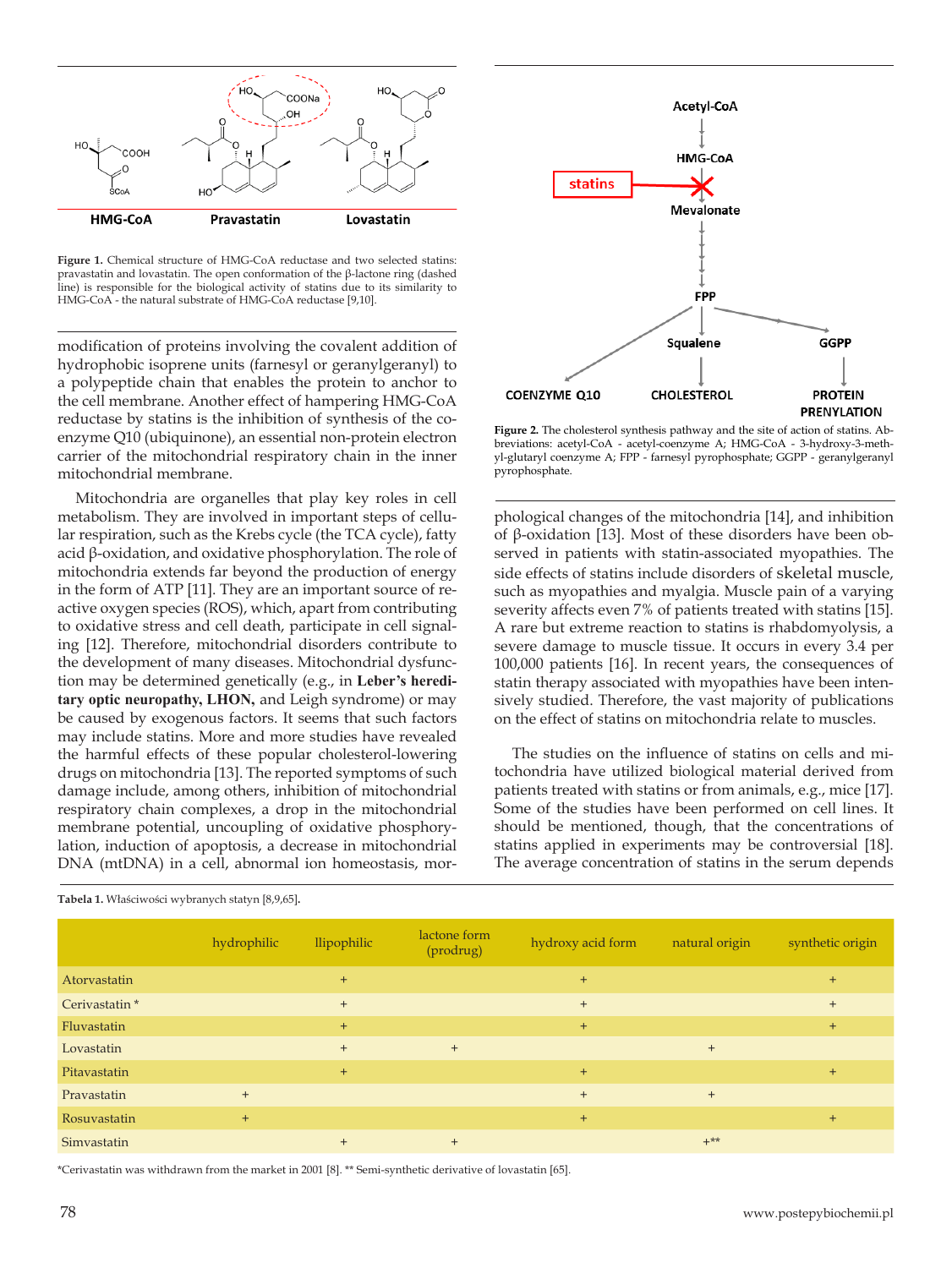Figure 1. Chemical structure of HMG-CoA reductase and two selected statins: pravastatin and lovastatin. The open conformation of the β-lactone ring (dashed line) is responsible for the biological activity of statins due to its similarity to HMG-CoA - the natural substrate of HMG-CoA reductase [9,10].

modification of proteins involving the covalent addition of hydrophobic isoprene units (farnesyl or geranylgeranyl) to a polypeptide chain that enables the protein to anchor to the cell membrane. Another effect of hampering HMG-CoA reductase by statins is the inhibition of synthesis of the coenzyme Q10 (ubiquinone), an essential non-protein electron carrier of the mitochondrial respiratory chain in the inner mitochondrial membrane.

Mitochondria are organelles that play key roles in cell metabolism. They are involved in important steps of cellular respiration, such as the Krebs cycle (the TCA cycle), fatty acid β-oxidation, and oxidative phosphorylation. The role of mitochondria extends far beyond the production of energy in the form of ATP [11]. They are an important source of reactive oxygen species (ROS), which, apart from contributing to oxidative stress and cell death, participate in cell signaling [12]. Therefore, mitochondrial disorders contribute to the development of many diseases. Mitochondrial dysfunction may be determined genetically (e.g., in **Leber's hereditary optic neuropathy, LHON,** and Leigh syndrome) or may be caused by exogenous factors. It seems that such factors may include statins. More and more studies have revealed the harmful effects of these popular cholesterol-lowering drugs on mitochondria [13]. The reported symptoms of such damage include, among others, inhibition of mitochondrial respiratory chain complexes, a drop in the mitochondrial membrane potential, uncoupling of oxidative phosphorylation, induction of apoptosis, a decrease in mitochondrial DNA (mtDNA) in a cell, abnormal ion homeostasis, morphological changes of the mitochondria [14], and inhibition of β-oxidation [13]. Most of these disorders have been observed in patients with statin-associated myopathies. The side effects of statins include disorders of skeletal muscle, such as myopathies and myalgia. Muscle pain of a varying severity affects even 7% of patients treated with statins [15]. A rare but extreme reaction to statins is rhabdomyolysis, a severe damage to muscle tissue. It occurs in every 3.4 per 100,000 patients [16]. In recent years, the consequences of statin therapy associated with myopathies have been intensively studied. Therefore, the vast majority of publications on the effect of statins on mitochondria relate to muscles.

Figure 2. The cholesterol synthesis pathway and the site of action of statins. Abbreviations: acetyl-CoA - acetyl-coenzyme A; HMG-CoA - 3-hydroxy-3-methyl-glutaryl coenzyme A; FPP - farnesyl pyrophosphate; GGPP - geranylgeranyl pyrophosphate.

The studies on the influence of statins on cells and mitochondria have utilized biological material derived from patients treated with statins or from animals, e.g., mice [17]. Some of the studies have been performed on cell lines. It should be mentioned, though, that the concentrations of statins applied in experiments may be controversial [18]. The average concentration of statins in the serum depends

Tabela 1. Właściwości wybranych statyn [8,9,65].

| | hydrophilic | llipophilic | lactone form (prodrug) | hydroxy acid form | natural origin | synthetic origin |
|---|---|---|---|---|---|---|
| Atorvastatin | | + | | + | | + |
| Cerivastatin * | | + | | + | | + |
| Fluvastatin | | + | | + | | + |
| Lovastatin | | + | + | | + | |
| Pitavastatin | | + | | + | | + |
| Pravastatin | + | | | + | + | |
| Rosuvastatin | + | | | + | | + |
| Simvastatin | | + | + | | +** | |

*Cerivastatin was withdrawn from the market in 2001 [8]. ** Semi-synthetic derivative of lovastatin [65].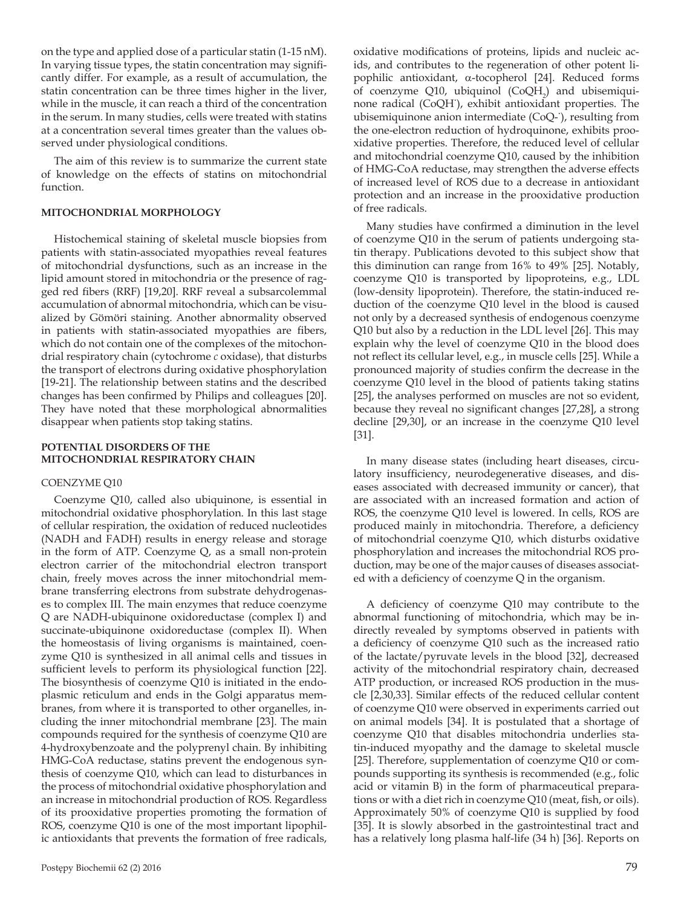on the type and applied dose of a particular statin (1-15 nM). In varying tissue types, the statin concentration may significantly differ. For example, as a result of accumulation, the statin concentration can be three times higher in the liver, while in the muscle, it can reach a third of the concentration in the serum. In many studies, cells were treated with statins at a concentration several times greater than the values observed under physiological conditions.

The aim of this review is to summarize the current state of knowledge on the effects of statins on mitochondrial function.

## MITOCHONDRIAL MORPHOLOGY

Histochemical staining of skeletal muscle biopsies from patients with statin-associated myopathies reveal features of mitochondrial dysfunctions, such as an increase in the lipid amount stored in mitochondria or the presence of ragged red fibers (RRF) [19,20]. RRF reveal a subsarcolemmal accumulation of abnormal mitochondria, which can be visualized by Gömöri staining. Another abnormality observed in patients with statin-associated myopathies are fibers, which do not contain one of the complexes of the mitochondrial respiratory chain (cytochrome *c* oxidase), that disturbs the transport of electrons during oxidative phosphorylation [19-21]. The relationship between statins and the described changes has been confirmed by Philips and colleagues [20]. They have noted that these morphological abnormalities disappear when patients stop taking statins.

## POTENTIAL DISORDERS OF THE MITOCHONDRIAL RESPIRATORY CHAIN

### COENZYME Q10

Coenzyme Q10, called also ubiquinone, is essential in mitochondrial oxidative phosphorylation. In this last stage of cellular respiration, the oxidation of reduced nucleotides (NADH and FADH) results in energy release and storage in the form of ATP. Coenzyme Q, as a small non-protein electron carrier of the mitochondrial electron transport chain, freely moves across the inner mitochondrial membrane transferring electrons from substrate dehydrogenases to complex III. The main enzymes that reduce coenzyme Q are NADH-ubiquinone oxidoreductase (complex I) and succinate-ubiquinone oxidoreductase (complex II). When the homeostasis of living organisms is maintained, coenzyme Q10 is synthesized in all animal cells and tissues in sufficient levels to perform its physiological function [22]. The biosynthesis of coenzyme Q10 is initiated in the endoplasmic reticulum and ends in the Golgi apparatus membranes, from where it is transported to other organelles, including the inner mitochondrial membrane [23]. The main compounds required for the synthesis of coenzyme Q10 are 4-hydroxybenzoate and the polyprenyl chain. By inhibiting HMG-CoA reductase, statins prevent the endogenous synthesis of coenzyme Q10, which can lead to disturbances in the process of mitochondrial oxidative phosphorylation and an increase in mitochondrial production of ROS. Regardless of its prooxidative properties promoting the formation of ROS, coenzyme Q10 is one of the most important lipophilic antioxidants that prevents the formation of free radicals, oxidative modifications of proteins, lipids and nucleic acids, and contributes to the regeneration of other potent lipophilic antioxidant, α-tocopherol [24]. Reduced forms of coenzyme Q10, ubiquinol ($CoQH_2$) and ubisemiquinone radical ($CoQH^{\cdot}$), exhibit antioxidant properties. The ubisemiquinone anion intermediate ($CoQ^{-\cdot}$), resulting from the one-electron reduction of hydroquinone, exhibits prooxidative properties. Therefore, the reduced level of cellular and mitochondrial coenzyme Q10, caused by the inhibition of HMG-CoA reductase, may strengthen the adverse effects of increased level of ROS due to a decrease in antioxidant protection and an increase in the prooxidative production of free radicals.

Many studies have confirmed a diminution in the level of coenzyme Q10 in the serum of patients undergoing statin therapy. Publications devoted to this subject show that this diminution can range from 16% to 49% [25]. Notably, coenzyme Q10 is transported by lipoproteins, e.g., LDL (low-density lipoprotein). Therefore, the statin-induced reduction of the coenzyme Q10 level in the blood is caused not only by a decreased synthesis of endogenous coenzyme Q10 but also by a reduction in the LDL level [26]. This may explain why the level of coenzyme Q10 in the blood does not reflect its cellular level, e.g., in muscle cells [25]. While a pronounced majority of studies confirm the decrease in the coenzyme Q10 level in the blood of patients taking statins [25], the analyses performed on muscles are not so evident, because they reveal no significant changes [27,28], a strong decline [29,30], or an increase in the coenzyme Q10 level [31].

In many disease states (including heart diseases, circulatory insufficiency, neurodegenerative diseases, and diseases associated with decreased immunity or cancer), that are associated with an increased formation and action of ROS, the coenzyme Q10 level is lowered. In cells, ROS are produced mainly in mitochondria. Therefore, a deficiency of mitochondrial coenzyme Q10, which disturbs oxidative phosphorylation and increases the mitochondrial ROS production, may be one of the major causes of diseases associated with a deficiency of coenzyme Q in the organism.

A deficiency of coenzyme Q10 may contribute to the abnormal functioning of mitochondria, which may be indirectly revealed by symptoms observed in patients with a deficiency of coenzyme Q10 such as the increased ratio of the lactate/pyruvate levels in the blood [32], decreased activity of the mitochondrial respiratory chain, decreased ATP production, or increased ROS production in the muscle [2,30,33]. Similar effects of the reduced cellular content of coenzyme Q10 were observed in experiments carried out on animal models [34]. It is postulated that a shortage of coenzyme Q10 that disables mitochondria underlies statin-induced myopathy and the damage to skeletal muscle [25]. Therefore, supplementation of coenzyme Q10 or compounds supporting its synthesis is recommended (e.g., folic acid or vitamin B) in the form of pharmaceutical preparations or with a diet rich in coenzyme Q10 (meat, fish, or oils). Approximately 50% of coenzyme Q10 is supplied by food [35]. It is slowly absorbed in the gastrointestinal tract and has a relatively long plasma half-life (34 h) [36]. Reports on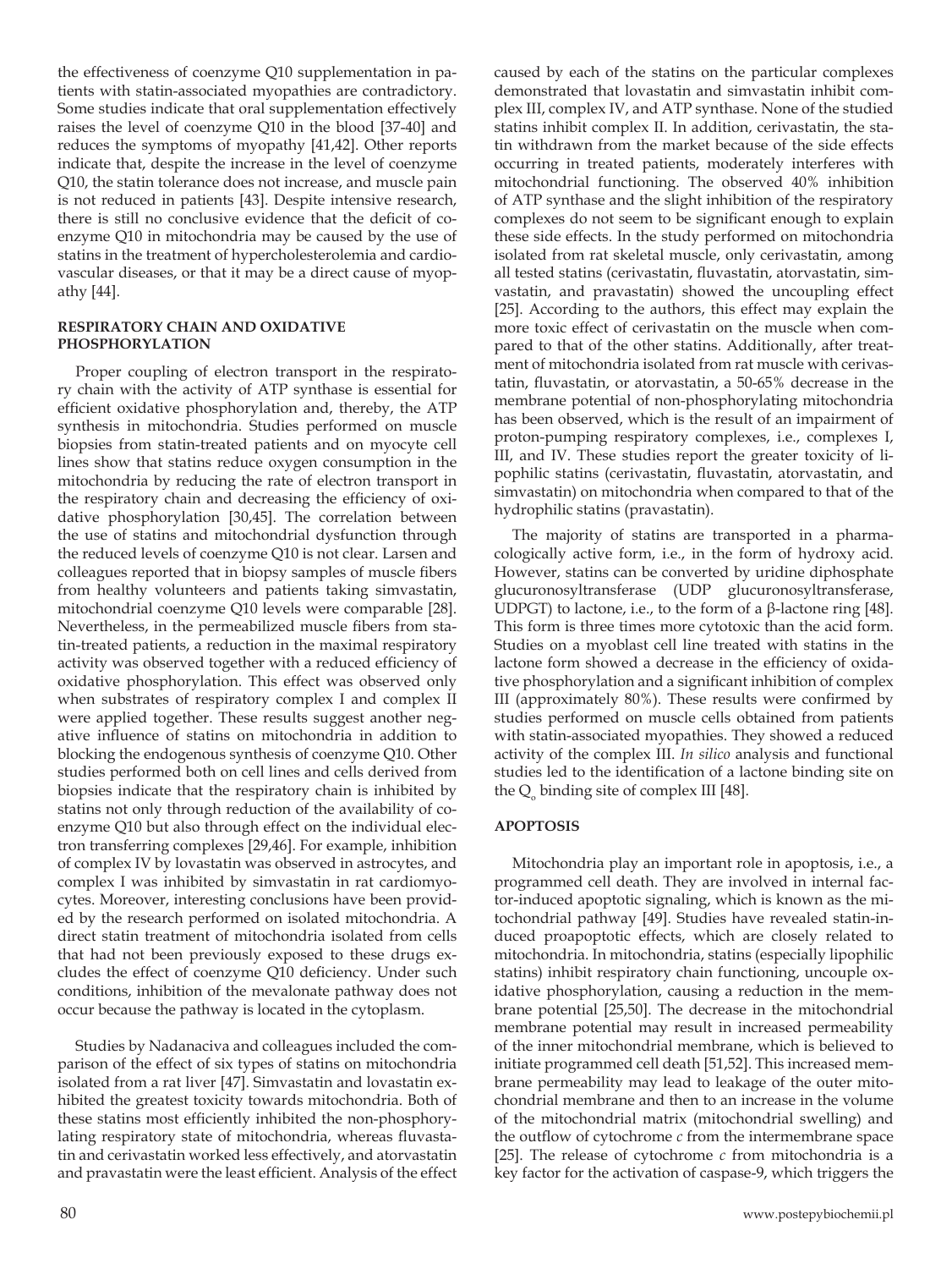the effectiveness of coenzyme Q10 supplementation in patients with statin-associated myopathies are contradictory. Some studies indicate that oral supplementation effectively raises the level of coenzyme Q10 in the blood [37-40] and reduces the symptoms of myopathy [41,42]. Other reports indicate that, despite the increase in the level of coenzyme Q10, the statin tolerance does not increase, and muscle pain is not reduced in patients [43]. Despite intensive research, there is still no conclusive evidence that the deficit of coenzyme Q10 in mitochondria may be caused by the use of statins in the treatment of hypercholesterolemia and cardiovascular diseases, or that it may be a direct cause of myopathy [44].

## RESPIRATORY CHAIN AND OXIDATIVE PHOSPHORYLATION

Proper coupling of electron transport in the respiratory chain with the activity of ATP synthase is essential for efficient oxidative phosphorylation and, thereby, the ATP synthesis in mitochondria. Studies performed on muscle biopsies from statin-treated patients and on myocyte cell lines show that statins reduce oxygen consumption in the mitochondria by reducing the rate of electron transport in the respiratory chain and decreasing the efficiency of oxidative phosphorylation [30,45]. The correlation between the use of statins and mitochondrial dysfunction through the reduced levels of coenzyme Q10 is not clear. Larsen and colleagues reported that in biopsy samples of muscle fibers from healthy volunteers and patients taking simvastatin, mitochondrial coenzyme Q10 levels were comparable [28]. Nevertheless, in the permeabilized muscle fibers from statin-treated patients, a reduction in the maximal respiratory activity was observed together with a reduced efficiency of oxidative phosphorylation. This effect was observed only when substrates of respiratory complex I and complex II were applied together. These results suggest another negative influence of statins on mitochondria in addition to blocking the endogenous synthesis of coenzyme Q10. Other studies performed both on cell lines and cells derived from biopsies indicate that the respiratory chain is inhibited by statins not only through reduction of the availability of coenzyme Q10 but also through effect on the individual electron transferring complexes [29,46]. For example, inhibition of complex IV by lovastatin was observed in astrocytes, and complex I was inhibited by simvastatin in rat cardiomyocytes. Moreover, interesting conclusions have been provided by the research performed on isolated mitochondria. A direct statin treatment of mitochondria isolated from cells that had not been previously exposed to these drugs excludes the effect of coenzyme Q10 deficiency. Under such conditions, inhibition of the mevalonate pathway does not occur because the pathway is located in the cytoplasm.

Studies by Nadanaciva and colleagues included the comparison of the effect of six types of statins on mitochondria isolated from a rat liver [47]. Simvastatin and lovastatin exhibited the greatest toxicity towards mitochondria. Both of these statins most efficiently inhibited the non-phosphorylating respiratory state of mitochondria, whereas fluvastatin and cerivastatin worked less effectively, and atorvastatin and pravastatin were the least efficient. Analysis of the effect caused by each of the statins on the particular complexes demonstrated that lovastatin and simvastatin inhibit complex III, complex IV, and ATP synthase. None of the studied statins inhibit complex II. In addition, cerivastatin, the statin withdrawn from the market because of the side effects occurring in treated patients, moderately interferes with mitochondrial functioning. The observed 40% inhibition of ATP synthase and the slight inhibition of the respiratory complexes do not seem to be significant enough to explain these side effects. In the study performed on mitochondria isolated from rat skeletal muscle, only cerivastatin, among all tested statins (cerivastatin, fluvastatin, atorvastatin, simvastatin, and pravastatin) showed the uncoupling effect [25]. According to the authors, this effect may explain the more toxic effect of cerivastatin on the muscle when compared to that of the other statins. Additionally, after treatment of mitochondria isolated from rat muscle with cerivastatin, fluvastatin, or atorvastatin, a 50-65% decrease in the membrane potential of non-phosphorylating mitochondria has been observed, which is the result of an impairment of proton-pumping respiratory complexes, i.e., complexes I, III, and IV. These studies report the greater toxicity of lipophilic statins (cerivastatin, fluvastatin, atorvastatin, and simvastatin) on mitochondria when compared to that of the hydrophilic statins (pravastatin).

The majority of statins are transported in a pharmacologically active form, i.e., in the form of hydroxy acid. However, statins can be converted by uridine diphosphate glucuronosyltransferase (UDP glucuronosyltransferase, UDPGT) to lactone, i.e., to the form of a β-lactone ring [48]. This form is three times more cytotoxic than the acid form. Studies on a myoblast cell line treated with statins in the lactone form showed a decrease in the efficiency of oxidative phosphorylation and a significant inhibition of complex III (approximately 80%). These results were confirmed by studies performed on muscle cells obtained from patients with statin-associated myopathies. They showed a reduced activity of the complex III. *In silico* analysis and functional studies led to the identification of a lactone binding site on the $Q_o$ binding site of complex III [48].

## APOPTOSIS

Mitochondria play an important role in apoptosis, i.e., a programmed cell death. They are involved in internal factor-induced apoptotic signaling, which is known as the mitochondrial pathway [49]. Studies have revealed statin-induced proapoptotic effects, which are closely related to mitochondria. In mitochondria, statins (especially lipophilic statins) inhibit respiratory chain functioning, uncouple oxidative phosphorylation, causing a reduction in the membrane potential [25,50]. The decrease in the mitochondrial membrane potential may result in increased permeability of the inner mitochondrial membrane, which is believed to initiate programmed cell death [51,52]. This increased membrane permeability may lead to leakage of the outer mitochondrial membrane and then to an increase in the volume of the mitochondrial matrix (mitochondrial swelling) and the outflow of cytochrome *c* from the intermembrane space [25]. The release of cytochrome *c* from mitochondria is a key factor for the activation of caspase-9, which triggers the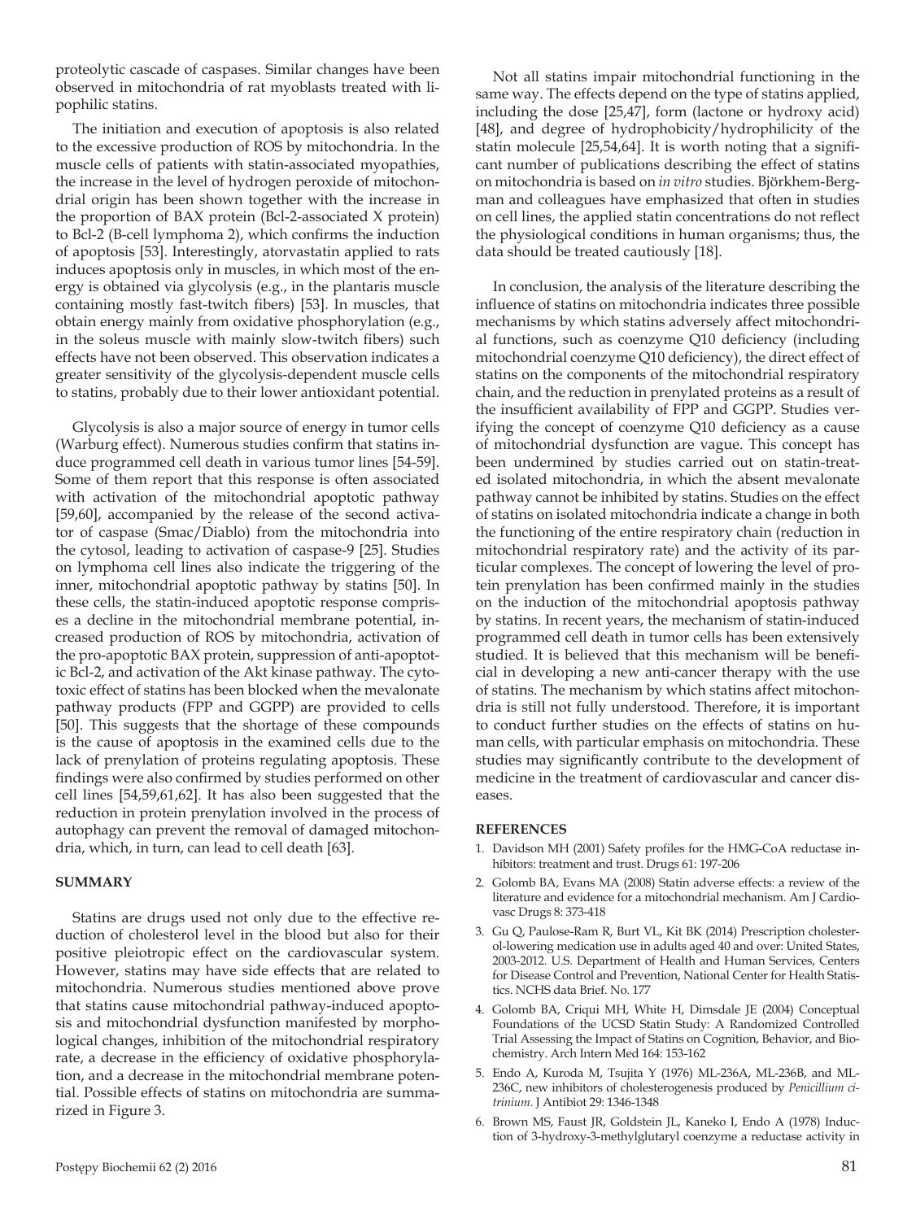proteolytic cascade of caspases. Similar changes have been observed in mitochondria of rat myoblasts treated with lipophilic statins.

The initiation and execution of apoptosis is also related to the excessive production of ROS by mitochondria. In the muscle cells of patients with statin-associated myopathies, the increase in the level of hydrogen peroxide of mitochondrial origin has been shown together with the increase in the proportion of BAX protein (Bcl-2-associated X protein) to Bcl-2 (B-cell lymphoma 2), which confirms the induction of apoptosis [53]. Interestingly, atorvastatin applied to rats induces apoptosis only in muscles, in which most of the energy is obtained via glycolysis (e.g., in the plantaris muscle containing mostly fast-twitch fibers) [53]. In muscles, that obtain energy mainly from oxidative phosphorylation (e.g., in the soleus muscle with mainly slow-twitch fibers) such effects have not been observed. This observation indicates a greater sensitivity of the glycolysis-dependent muscle cells to statins, probably due to their lower antioxidant potential.

Glycolysis is also a major source of energy in tumor cells (Warburg effect). Numerous studies confirm that statins induce programmed cell death in various tumor lines [54-59]. Some of them report that this response is often associated with activation of the mitochondrial apoptotic pathway [59,60], accompanied by the release of the second activator of caspase (Smac/Diablo) from the mitochondria into the cytosol, leading to activation of caspase-9 [25]. Studies on lymphoma cell lines also indicate the triggering of the inner, mitochondrial apoptotic pathway by statins [50]. In these cells, the statin-induced apoptotic response comprises a decline in the mitochondrial membrane potential, increased production of ROS by mitochondria, activation of the pro-apoptotic BAX protein, suppression of anti-apoptotic Bcl-2, and activation of the Akt kinase pathway. The cytotoxic effect of statins has been blocked when the mevalonate pathway products (FPP and GGPP) are provided to cells [50]. This suggests that the shortage of these compounds is the cause of apoptosis in the examined cells due to the lack of prenylation of proteins regulating apoptosis. These findings were also confirmed by studies performed on other cell lines [54,59,61,62]. It has also been suggested that the reduction in protein prenylation involved in the process of autophagy can prevent the removal of damaged mitochondria, which, in turn, can lead to cell death [63].

## SUMMARY

Statins are drugs used not only due to the effective reduction of cholesterol level in the blood but also for their positive pleiotropic effect on the cardiovascular system. However, statins may have side effects that are related to mitochondria. Numerous studies mentioned above prove that statins cause mitochondrial pathway-induced apoptosis and mitochondrial dysfunction manifested by morphological changes, inhibition of the mitochondrial respiratory rate, a decrease in the efficiency of oxidative phosphorylation, and a decrease in the mitochondrial membrane potential. Possible effects of statins on mitochondria are summarized in Figure 3.

Not all statins impair mitochondrial functioning in the same way. The effects depend on the type of statins applied, including the dose [25,47], form (lactone or hydroxy acid) [48], and degree of hydrophobicity/hydrophilicity of the statin molecule [25,54,64]. It is worth noting that a significant number of publications describing the effect of statins on mitochondria is based on *in vitro* studies. Björkhem-Bergman and colleagues have emphasized that often in studies on cell lines, the applied statin concentrations do not reflect the physiological conditions in human organisms; thus, the data should be treated cautiously [18].

In conclusion, the analysis of the literature describing the influence of statins on mitochondria indicates three possible mechanisms by which statins adversely affect mitochondrial functions, such as coenzyme Q10 deficiency (including mitochondrial coenzyme Q10 deficiency), the direct effect of statins on the components of the mitochondrial respiratory chain, and the reduction in prenylated proteins as a result of the insufficient availability of FPP and GGPP. Studies verifying the concept of coenzyme Q10 deficiency as a cause of mitochondrial dysfunction are vague. This concept has been undermined by studies carried out on statin-treated isolated mitochondria, in which the absent mevalonate pathway cannot be inhibited by statins. Studies on the effect of statins on isolated mitochondria indicate a change in both the functioning of the entire respiratory chain (reduction in mitochondrial respiratory rate) and the activity of its particular complexes. The concept of lowering the level of protein prenylation has been confirmed mainly in the studies on the induction of the mitochondrial apoptosis pathway by statins. In recent years, the mechanism of statin-induced programmed cell death in tumor cells has been extensively studied. It is believed that this mechanism will be beneficial in developing a new anti-cancer therapy with the use of statins. The mechanism by which statins affect mitochondria is still not fully understood. Therefore, it is important to conduct further studies on the effects of statins on human cells, with particular emphasis on mitochondria. These studies may significantly contribute to the development of medicine in the treatment of cardiovascular and cancer diseases.

## REFERENCES

1. Davidson MH (2001) Safety profiles for the HMG-CoA reductase inhibitors: treatment and trust. Drugs 61: 197-206
2. Golomb BA, Evans MA (2008) Statin adverse effects: a review of the literature and evidence for a mitochondrial mechanism. Am J Cardiovasc Drugs 8: 373-418
3. Gu Q, Paulose-Ram R, Burt VL, Kit BK (2014) Prescription cholesterol-lowering medication use in adults aged 40 and over: United States, 2003-2012. U.S. Department of Health and Human Services, Centers for Disease Control and Prevention, National Center for Health Statistics. NCHS data Brief. No. 177
4. Golomb BA, Criqui MH, White H, Dimsdale JE (2004) Conceptual Foundations of the UCSD Statin Study: A Randomized Controlled Trial Assessing the Impact of Statins on Cognition, Behavior, and Biochemistry. Arch Intern Med 164: 153-162
5. Endo A, Kuroda M, Tsujita Y (1976) ML-236A, ML-236B, and ML-236C, new inhibitors of cholesterogenesis produced by *Penicillium citrinium*. J Antibiot 29: 1346-1348
6. Brown MS, Faust JR, Goldstein JL, Kaneko I, Endo A (1978) Induction of 3-hydroxy-3-methylglutaryl coenzyme a reductase activity in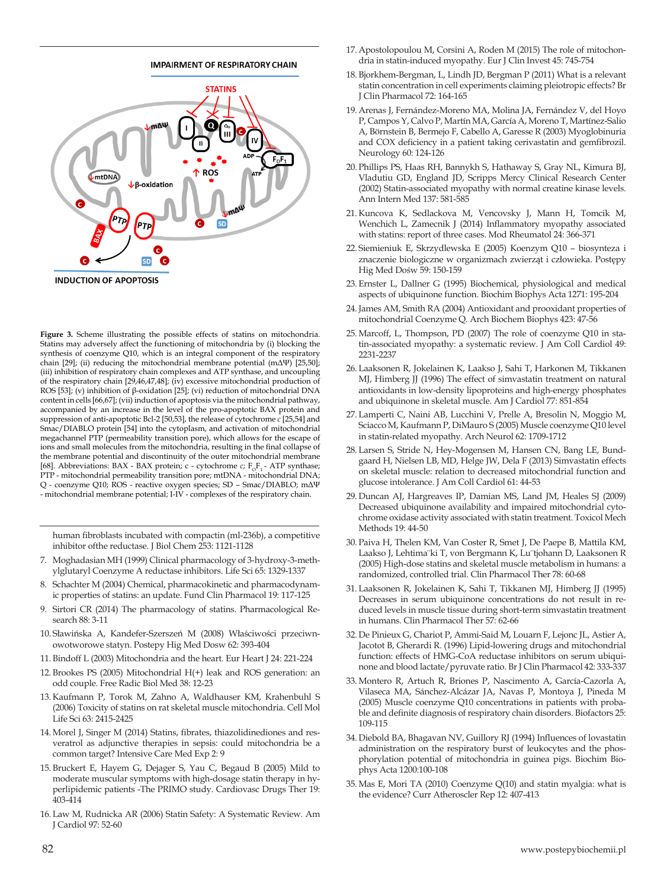**Figure 3.** Scheme illustrating the possible effects of statins on mitochondria. Statins may adversely affect the functioning of mitochondria by (i) blocking the synthesis of coenzyme Q10, which is an integral component of the respiratory chain [29]; (ii) reducing the mitochondrial membrane potential (m$\Delta\Psi$) [25,50]; (iii) inhibition of respiratory chain complexes and ATP synthase, and uncoupling of the respiratory chain [29,46,47,48]; (iv) excessive mitochondrial production of ROS [53]; (v) inhibition of β-oxidation [25]; (vi) reduction of mitochondrial DNA content in cells [66,67]; (vii) induction of apoptosis via the mitochondrial pathway, accompanied by an increase in the level of the pro-apoptotic BAX protein and suppression of anti-apoptotic Bcl-2 [50,53], the release of cytochrome *c* [25,54] and Smac/DIABLO protein [54] into the cytoplasm, and activation of mitochondrial megachannel PTP (permeability transition pore), which allows for the escape of ions and small molecules from the mitochondria, resulting in the final collapse of the membrane potential and discontinuity of the outer mitochondrial membrane [68]. Abbreviations: BAX - BAX protein; c - cytochrome *c*; $F_oF_1$ - ATP synthase; PTP - mitochondrial permeability transition pore; mtDNA - mitochondrial DNA; Q - coenzyme Q10; ROS - reactive oxygen species; SD – Smac/DIABLO; m$\Delta\Psi$ - mitochondrial membrane potential; I-IV - complexes of the respiratory chain.

human fibroblasts incubated with compactin (ml-236b), a competitive inhibitor ofthe reductase. J Biol Chem 253: 1121-1128

7. Moghadasian MH (1999) Clinical pharmacology of 3-hydroxy-3-methylglutaryl Coenzyme A reductase inhibitors. Life Sci 65: 1329-1337
8. Schachter M (2004) Chemical, pharmacokinetic and pharmacodynamic properties of statins: an update. Fund Clin Pharmacol 19: 117-125
9. Sirtori CR (2014) The pharmacology of statins. Pharmacological Research 88: 3-11
10. Sławińska A, Kandefer-Szerszeń M (2008) Właściwości przeciwnowotworowe statyn. Postepy Hig Med Dosw 62: 393-404
11. Bindoff L (2003) Mitochondria and the heart. Eur Heart J 24: 221-224
12. Brookes PS (2005) Mitochondrial H(+) leak and ROS generation: an odd couple. Free Radic Biol Med 38: 12-23
13. Kaufmann P, Torok M, Zahno A, Waldhauser KM, Krahenbuhl S (2006) Toxicity of statins on rat skeletal muscle mitochondria. Cell Mol Life Sci 63: 2415-2425
14. Morel J, Singer M (2014) Statins, fibrates, thiazolidinediones and resveratrol as adjunctive therapies in sepsis: could mitochondria be a common target? Intensive Care Med Exp 2: 9
15. Bruckert E, Hayem G, Dejager S, Yau C, Begaud B (2005) Mild to moderate muscular symptoms with high-dosage statin therapy in hyperlipidemic patients -The PRIMO study. Cardiovasc Drugs Ther 19: 403-414
16. Law M, Rudnicka AR (2006) Statin Safety: A Systematic Review. Am J Cardiol 97: 52-60
17. Apostolopoulou M, Corsini A, Roden M (2015) The role of mitochondria in statin-induced myopathy. Eur J Clin Invest 45: 745-754
18. Bjorkhem-Bergman, L, Lindh JD, Bergman P (2011) What is a relevant statin concentration in cell experiments claiming pleiotropic effects? Br J Clin Pharmacol 72: 164-165
19. Arenas J, Fernández-Moreno MA, Molina JA, Fernández V, del Hoyo P, Campos Y, Calvo P, Martín MA, García A, Moreno T, Martínez-Salio A, Börnstein B, Bermejo F, Cabello A, Garesse R (2003) Myoglobinuria and COX deficiency in a patient taking cerivastatin and gemfibrozil. Neurology 60: 124-126
20. Phillips PS, Haas RH, Bannykh S, Hathaway S, Gray NL, Kimura BJ, Vladutiu GD, England JD, Scripps Mercy Clinical Research Center (2002) Statin-associated myopathy with normal creatine kinase levels. Ann Intern Med 137: 581-585
21. Kuncova K, Sedlackova M, Vencovsky J, Mann H, Tomcik M, Wenchich L, Zamecnik J (2014) Inflammatory myopathy associated with statins: report of three cases. Mod Rheumatol 24: 366-371
22. Siemieniuk E, Skrzydlewska E (2005) Koenzym Q10 – biosynteza i znaczenie biologiczne w organizmach zwierząt i człowieka. Postępy Hig Med Dośw 59: 150-159
23. Ernster L, Dallner G (1995) Biochemical, physiological and medical aspects of ubiquinone function. Biochim Biophys Acta 1271: 195-204
24. James AM, Smith RA (2004) Antioxidant and prooxidant properties of mitochondrial Coenzyme Q. Arch Biochem Biophys 423: 47-56
25. Marcoff, L, Thompson, PD (2007) The role of coenzyme Q10 in statin-associated myopathy: a systematic review. J Am Coll Cardiol 49: 2231-2237
26. Laaksonen R, Jokelainen K, Laakso J, Sahi T, Harkonen M, Tikkanen MJ, Himberg JJ (1996) The effect of simvastatin treatment on natural antioxidants in low-density lipoproteins and high-energy phosphates and ubiquinone in skeletal muscle. Am J Cardiol 77: 851-854
27. Lamperti C, Naini AB, Lucchini V, Prelle A, Bresolin N, Moggio M, Sciacco M, Kaufmann P, DiMauro S (2005) Muscle coenzyme Q10 level in statin-related myopathy. Arch Neurol 62: 1709-1712
28. Larsen S, Stride N, Hey-Mogensen M, Hansen CN, Bang LE, Bundgaard H, Nielsen LB, MD, Helge JW, Dela F (2013) Simvastatin effects on skeletal muscle: relation to decreased mitochondrial function and glucose intolerance. J Am Coll Cardiol 61: 44-53
29. Duncan AJ, Hargreaves IP, Damian MS, Land JM, Heales SJ (2009) Decreased ubiquinone availability and impaired mitochondrial cytochrome oxidase activity associated with statin treatment. Toxicol Mech Methods 19: 44-50
30. Paiva H, Thelen KM, Van Coster R, Smet J, De Paepe B, Mattila KM, Laakso J, Lehtima¨ki T, von Bergmann K, Lu¨tjohann D, Laaksonen R (2005) High-dose statins and skeletal muscle metabolism in humans: a randomized, controlled trial. Clin Pharmacol Ther 78: 60-68
31. Laaksonen R, Jokelainen K, Sahi T, Tikkanen MJ, Himberg JJ (1995) Decreases in serum ubiquinone concentrations do not result in reduced levels in muscle tissue during short-term simvastatin treatment in humans. Clin Pharmacol Ther 57: 62-66
32. De Pinieux G, Chariot P, Ammi-Said M, Louarn F, Lejonc JL, Astier A, Jacotot B, Gherardi R. (1996) Lipid-lowering drugs and mitochondrial function: effects of HMG-CoA reductase inhibitors on serum ubiquinone and blood lactate/pyruvate ratio. Br J Clin Pharmacol 42: 333-337
33. Montero R, Artuch R, Briones P, Nascimento A, García-Cazorla A, Vilaseca MA, Sánchez-Alcázar JA, Navas P, Montoya J, Pineda M (2005) Muscle coenzyme Q10 concentrations in patients with probable and definite diagnosis of respiratory chain disorders. Biofactors 25: 109-115
34. Diebold BA, Bhagavan NV, Guillory RJ (1994) Influences of lovastatin administration on the respiratory burst of leukocytes and the phosphorylation potential of mitochondria in guinea pigs. Biochim Biophys Acta 1200:100-108
35. Mas E, Mori TA (2010) Coenzyme Q(10) and statin myalgia: what is the evidence? Curr Atheroscler Rep 12: 407-413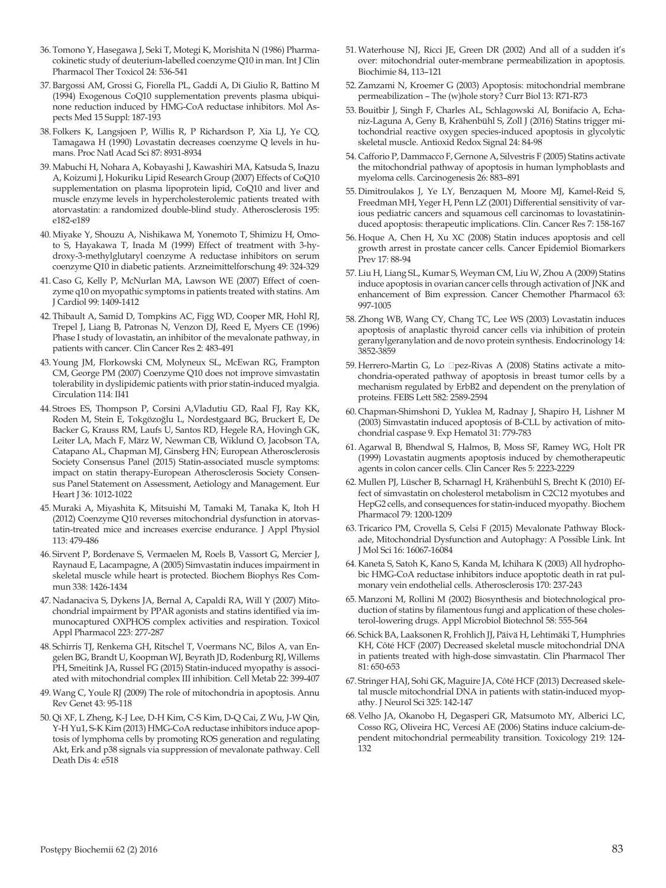36. Tomono Y, Hasegawa J, Seki T, Motegi K, Morishita N (1986) Pharmacokinetic study of deuterium-labelled coenzyme Q10 in man. Int J Clin Pharmacol Ther Toxicol 24: 536-541

37. Bargossi AM, Grossi G, Fiorella PL, Gaddi A, Di Giulio R, Battino M (1994) Exogenous CoQ10 supplementation prevents plasma ubiquinone reduction induced by HMG-CoA reductase inhibitors. Mol Aspects Med 15 Suppl: 187-193

38. Folkers K, Langsjoen P, Willis R, P Richardson P, Xia LJ, Ye CQ, Tamagawa H (1990) Lovastatin decreases coenzyme Q levels in humans. Proc Natl Acad Sci 87: 8931-8934

39. Mabuchi H, Nohara A, Kobayashi J, Kawashiri MA, Katsuda S, Inazu A, Koizumi J, Hokuriku Lipid Research Group (2007) Effects of CoQ10 supplementation on plasma lipoprotein lipid, CoQ10 and liver and muscle enzyme levels in hypercholesterolemic patients treated with atorvastatin: a randomized double-blind study. Atherosclerosis 195: e182-e189

40. Miyake Y, Shouzu A, Nishikawa M, Yonemoto T, Shimizu H, Omoto S, Hayakawa T, Inada M (1999) Effect of treatment with 3-hydroxy-3-methylglutaryl coenzyme A reductase inhibitors on serum coenzyme Q10 in diabetic patients. Arzneimittelforschung 49: 324-329

41. Caso G, Kelly P, McNurlan MA, Lawson WE (2007) Effect of coenzyme q10 on myopathic symptoms in patients treated with statins. Am J Cardiol 99: 1409-1412

42. Thibault A, Samid D, Tompkins AC, Figg WD, Cooper MR, Hohl RJ, Trepel J, Liang B, Patronas N, Venzon DJ, Reed E, Myers CE (1996) Phase I study of lovastatin, an inhibitor of the mevalonate pathway, in patients with cancer. Clin Cancer Res 2: 483-491

43. Young JM, Florkowski CM, Molyneux SL, McEwan RG, Frampton CM, George PM (2007) Coenzyme Q10 does not improve simvastatin tolerability in dyslipidemic patients with prior statin-induced myalgia. Circulation 114: II41

44. Stroes ES, Thompson P, Corsini A,Vladutiu GD, Raal FJ, Ray KK, Roden M, Stein E, Tokgözoğlu L, Nordestgaard BG, Bruckert E, De Backer G, Krauss RM, Laufs U, Santos RD, Hegele RA, Hovingh GK, Leiter LA, Mach F, März W, Newman CB, Wiklund O, Jacobson TA, Catapano AL, Chapman MJ, Ginsberg HN; European Atherosclerosis Society Consensus Panel (2015) Statin-associated muscle symptoms: impact on statin therapy-European Atherosclerosis Society Consensus Panel Statement on Assessment, Aetiology and Management. Eur Heart J 36: 1012-1022

45. Muraki A, Miyashita K, Mitsuishi M, Tamaki M, Tanaka K, Itoh H (2012) Coenzyme Q10 reverses mitochondrial dysfunction in atorvastatin-treated mice and increases exercise endurance. J Appl Physiol 113: 479-486

46. Sirvent P, Bordenave S, Vermaelen M, Roels B, Vassort G, Mercier J, Raynaud E, Lacampagne, A (2005) Simvastatin induces impairment in skeletal muscle while heart is protected. Biochem Biophys Res Commun 338: 1426-1434

47. Nadanaciva S, Dykens JA, Bernal A, Capaldi RA, Will Y (2007) Mitochondrial impairment by PPAR agonists and statins identified via immunocaptured OXPHOS complex activities and respiration. Toxicol Appl Pharmacol 223: 277-287

48. Schirris TJ, Renkema GH, Ritschel T, Voermans NC, Bilos A, van Engelen BG, Brandt U, Koopman WJ, Beyrath JD, Rodenburg RJ, Willems PH, Smeitink JA, Russel FG (2015) Statin-induced myopathy is associated with mitochondrial complex III inhibition. Cell Metab 22: 399-407

49. Wang C, Youle RJ (2009) The role of mitochondria in apoptosis. Annu Rev Genet 43: 95-118

50. Qi XF, L Zheng, K-J Lee, D-H Kim, C-S Kim, D-Q Cai, Z Wu, J-W Qin, Y-H Yu1, S-K Kim (2013) HMG-CoA reductase inhibitors induce apoptosis of lymphoma cells by promoting ROS generation and regulating Akt, Erk and p38 signals via suppression of mevalonate pathway. Cell Death Dis 4: e518

51. Waterhouse NJ, Ricci JE, Green DR (2002) And all of a sudden it's over: mitochondrial outer-membrane permeabilization in apoptosis. Biochimie 84, 113–121

52. Zamzami N, Kroemer G (2003) Apoptosis: mitochondrial membrane permeabilization – The (w)hole story? Curr Biol 13: R71-R73

53. Bouitbir J, Singh F, Charles AL, Schlagowski AI, Bonifacio A, Echaniz-Laguna A, Geny B, Krähenbühl S, Zoll J (2016) Statins trigger mitochondrial reactive oxygen species-induced apoptosis in glycolytic skeletal muscle. Antioxid Redox Signal 24: 84-98

54. Cafforio P, Dammacco F, Gernone A, Silvestris F (2005) Statins activate the mitochondrial pathway of apoptosis in human lymphoblasts and myeloma cells. Carcinogenesis 26: 883–891

55. Dimitroulakos J, Ye LY, Benzaquen M, Moore MJ, Kamel-Reid S, Freedman MH, Yeger H, Penn LZ (2001) Differential sensitivity of various pediatric cancers and squamous cell carcinomas to lovastatininduced apoptosis: therapeutic implications. Clin. Cancer Res 7: 158-167

56. Hoque A, Chen H, Xu XC (2008) Statin induces apoptosis and cell growth arrest in prostate cancer cells. Cancer Epidemiol Biomarkers Prev 17: 88-94

57. Liu H, Liang SL, Kumar S, Weyman CM, Liu W, Zhou A (2009) Statins induce apoptosis in ovarian cancer cells through activation of JNK and enhancement of Bim expression. Cancer Chemother Pharmacol 63: 997-1005

58. Zhong WB, Wang CY, Chang TC, Lee WS (2003) Lovastatin induces apoptosis of anaplastic thyroid cancer cells via inhibition of protein geranylgeranylation and de novo protein synthesis. Endocrinology 14: 3852-3859

59. Herrero-Martin G, Lo pez-Rivas A (2008) Statins activate a mitochondria-operated pathway of apoptosis in breast tumor cells by a mechanism regulated by ErbB2 and dependent on the prenylation of proteins. FEBS Lett 582: 2589-2594

60. Chapman-Shimshoni D, Yuklea M, Radnay J, Shapiro H, Lishner M (2003) Simvastatin induced apoptosis of B-CLL by activation of mitochondrial caspase 9. Exp Hematol 31: 779-783

61. Agarwal B, Bhendwal S, Halmos, B, Moss SF, Ramey WG, Holt PR (1999) Lovastatin augments apoptosis induced by chemotherapeutic agents in colon cancer cells. Clin Cancer Res 5: 2223-2229

62. Mullen PJ, Lüscher B, Scharnagl H, Krähenbühl S, Brecht K (2010) Effect of simvastatin on cholesterol metabolism in C2C12 myotubes and HepG2 cells, and consequences for statin-induced myopathy. Biochem Pharmacol 79: 1200-1209

63. Tricarico PM, Crovella S, Celsi F (2015) Mevalonate Pathway Blockade, Mitochondrial Dysfunction and Autophagy: A Possible Link. Int J Mol Sci 16: 16067-16084

64. Kaneta S, Satoh K, Kano S, Kanda M, Ichihara K (2003) All hydrophobic HMG-CoA reductase inhibitors induce apoptotic death in rat pulmonary vein endothelial cells. Atherosclerosis 170: 237-243

65. Manzoni M, Rollini M (2002) Biosynthesis and biotechnological production of statins by filamentous fungi and application of these cholesterol-lowering drugs. Appl Microbiol Biotechnol 58: 555-564

66. Schick BA, Laaksonen R, Frohlich JJ, Päivä H, Lehtimäki T, Humphries KH, Côté HCF (2007) Decreased skeletal muscle mitochondrial DNA in patients treated with high-dose simvastatin. Clin Pharmacol Ther 81: 650-653

67. Stringer HAJ, Sohi GK, Maguire JA, Côté HCF (2013) Decreased skeletal muscle mitochondrial DNA in patients with statin-induced myopathy. J Neurol Sci 325: 142-147

68. Velho JA, Okanobo H, Degasperi GR, Matsumoto MY, Alberici LC, Cosso RG, Oliveira HC, Vercesi AE (2006) Statins induce calcium-dependent mitochondrial permeability transition. Toxicology 219: 124-132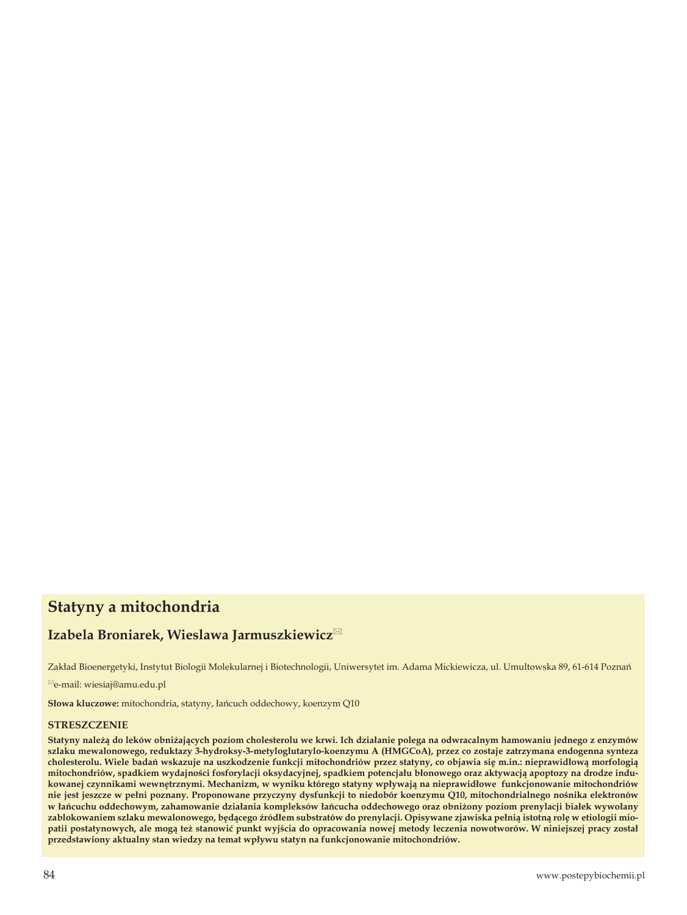# Statyny a mitochondria

## Izabela Broniarek, Wieslawa Jarmuszkiewicz

Zakład Bioenergetyki, Instytut Biologii Molekularnej i Biotechnologii, Uniwersytet im. Adama Mickiewicza, ul. Umultowska 89, 61-614 Poznań

e-mail: wiesiaj@amu.edu.pl

**Słowa kluczowe:** mitochondria, statyny, łańcuch oddechowy, koenzym Q10

### STRESZCZENIE

**Statyny należą do leków obniżających poziom cholesterolu we krwi. Ich działanie polega na odwracalnym hamowaniu jednego z enzymów szlaku mewalonowego, reduktazy 3-hydroksy-3-metyloglutarylo-koenzymu A (HMGCoA), przez co zostaje zatrzymana endogenna synteza cholesterolu. Wiele badań wskazuje na uszkodzenie funkcji mitochondriów przez statyny, co objawia się m.in.: nieprawidłową morfologią mitochondriów, spadkiem wydajności fosforylacji oksydacyjnej, spadkiem potencjału błonowego oraz aktywacją apoptozy na drodze indukowanej czynnikami wewnętrznymi. Mechanizm, w wyniku którego statyny wpływają na nieprawidłowe funkcjonowanie mitochondriów nie jest jeszcze w pełni poznany. Proponowane przyczyny dysfunkcji to niedobór koenzymu Q10, mitochondrialnego nośnika elektronów w łańcuchu oddechowym, zahamowanie działania kompleksów łańcucha oddechowego oraz obniżony poziom prenylacji białek wywołany zablokowaniem szlaku mewalonowego, będącego źródłem substratów do prenylacji. Opisywane zjawiska pełnią istotną rolę w etiologii miopatii postatynowych, ale mogą też stanowić punkt wyjścia do opracowania nowej metody leczenia nowotworów. W niniejszej pracy został przedstawiony aktualny stan wiedzy na temat wpływu statyn na funkcjonowanie mitochondriów.**